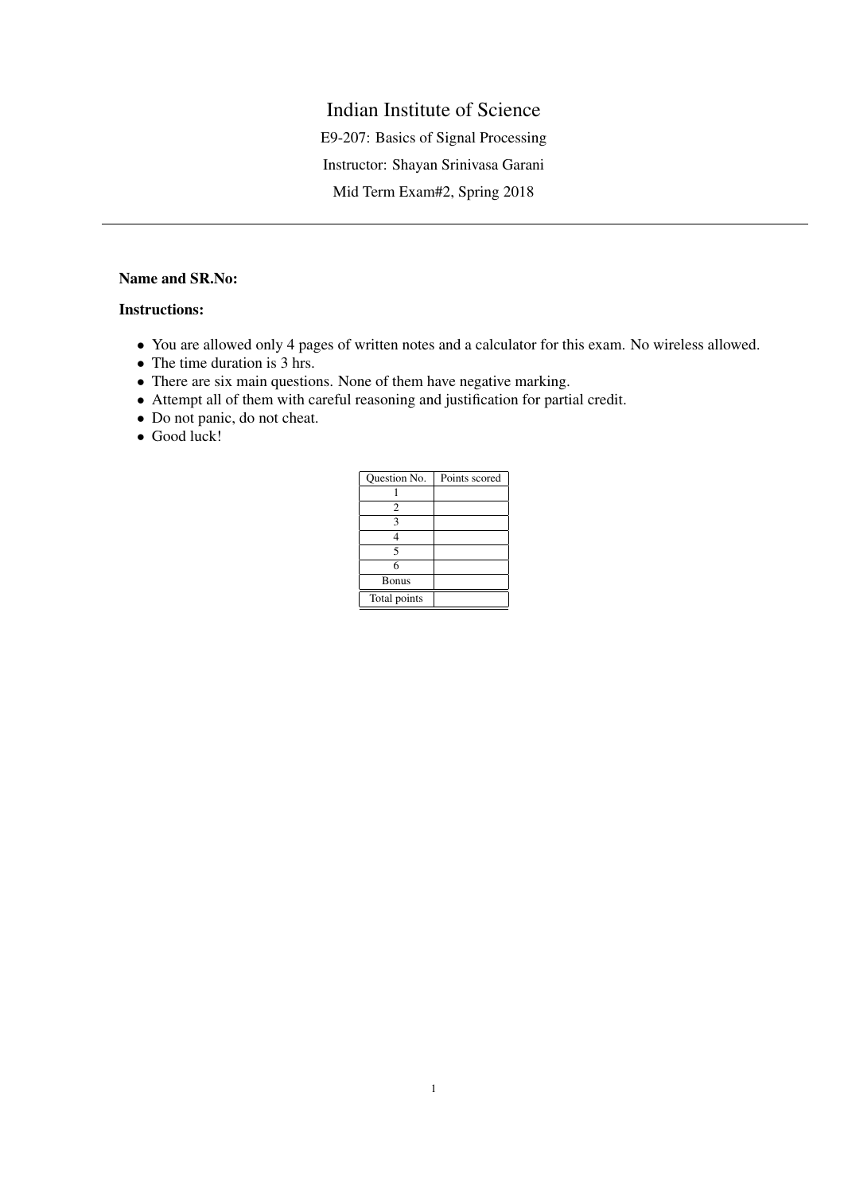# Indian Institute of Science

E9-207: Basics of Signal Processing

Instructor: Shayan Srinivasa Garani

Mid Term Exam#2, Spring 2018

---

**Name and SR.No:**

**Instructions:**

- You are allowed only 4 pages of written notes and a calculator for this exam. No wireless allowed.
- The time duration is 3 hrs.
- There are six main questions. None of them have negative marking.
- Attempt all of them with careful reasoning and justification for partial credit.
- Do not panic, do not cheat.
- Good luck!

| Question No. | Points scored |
|---|---|
| 1 | |
| 2 | |
| 3 | |
| 4 | |
| 5 | |
| 6 | |
| Bonus | |
| Total points | |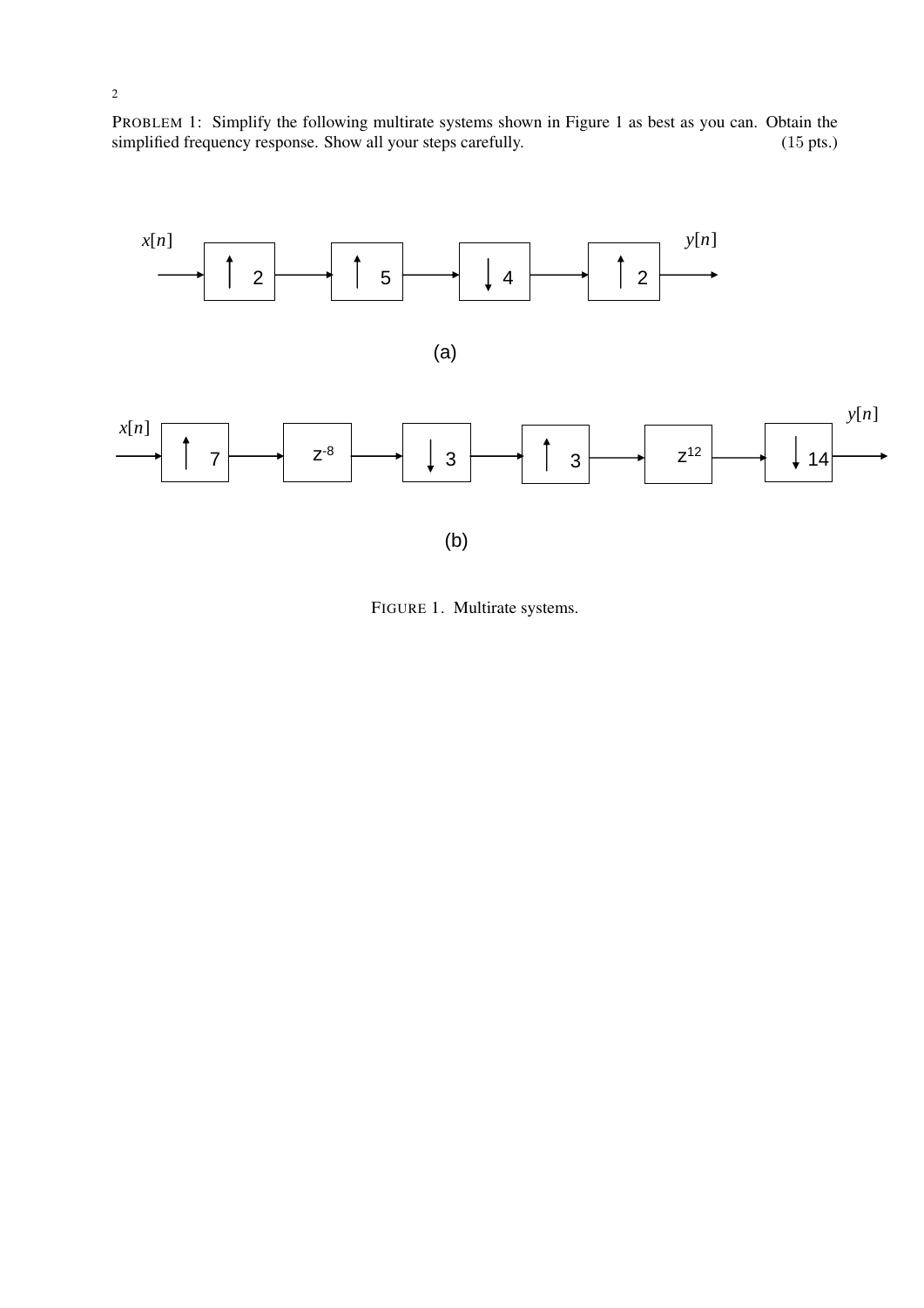PROBLEM 1: Simplify the following multirate systems shown in Figure 1 as best as you can. Obtain the simplified frequency response. Show all your steps carefully. (15 pts.)

$x[n]$ → $\uparrow 2$ → $\uparrow 5$ → $\downarrow 4$ → $\uparrow 2$ → $y[n]$

(a)

$x[n]$ → $\uparrow 7$ → $z^{-8}$ → $\downarrow 3$ → $\uparrow 3$ → $z^{12}$ → $\downarrow 14$ → $y[n]$

(b)

FIGURE 1. Multirate systems.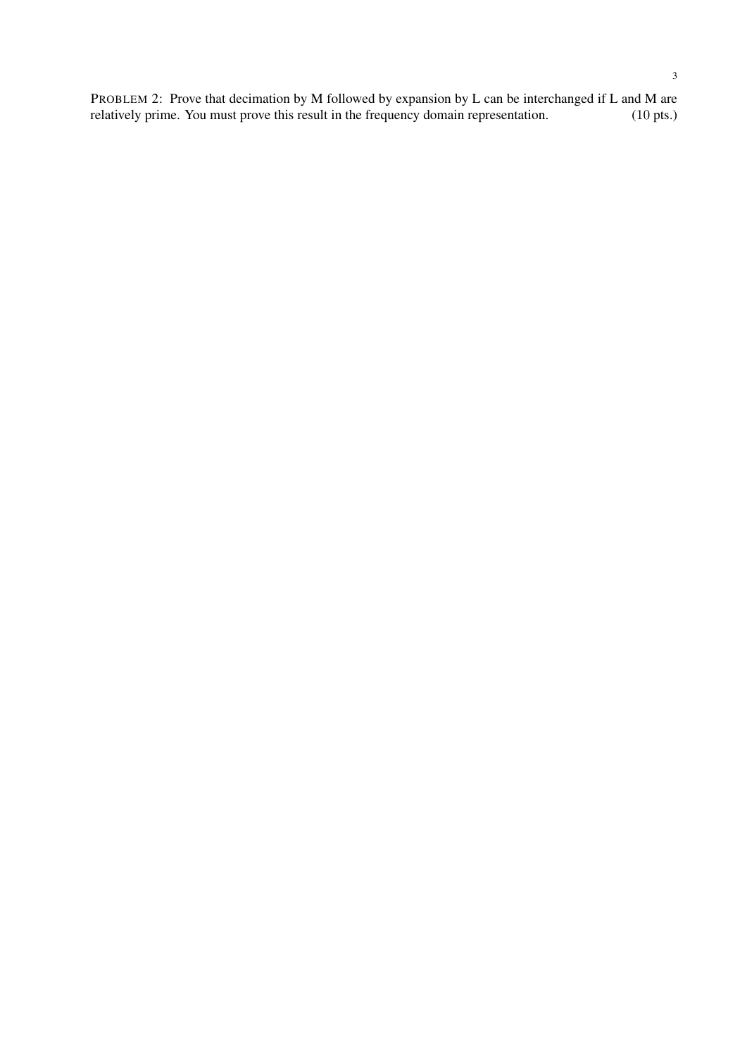PROBLEM 2: Prove that decimation by M followed by expansion by L can be interchanged if L and M are relatively prime. You must prove this result in the frequency domain representation. (10 pts.)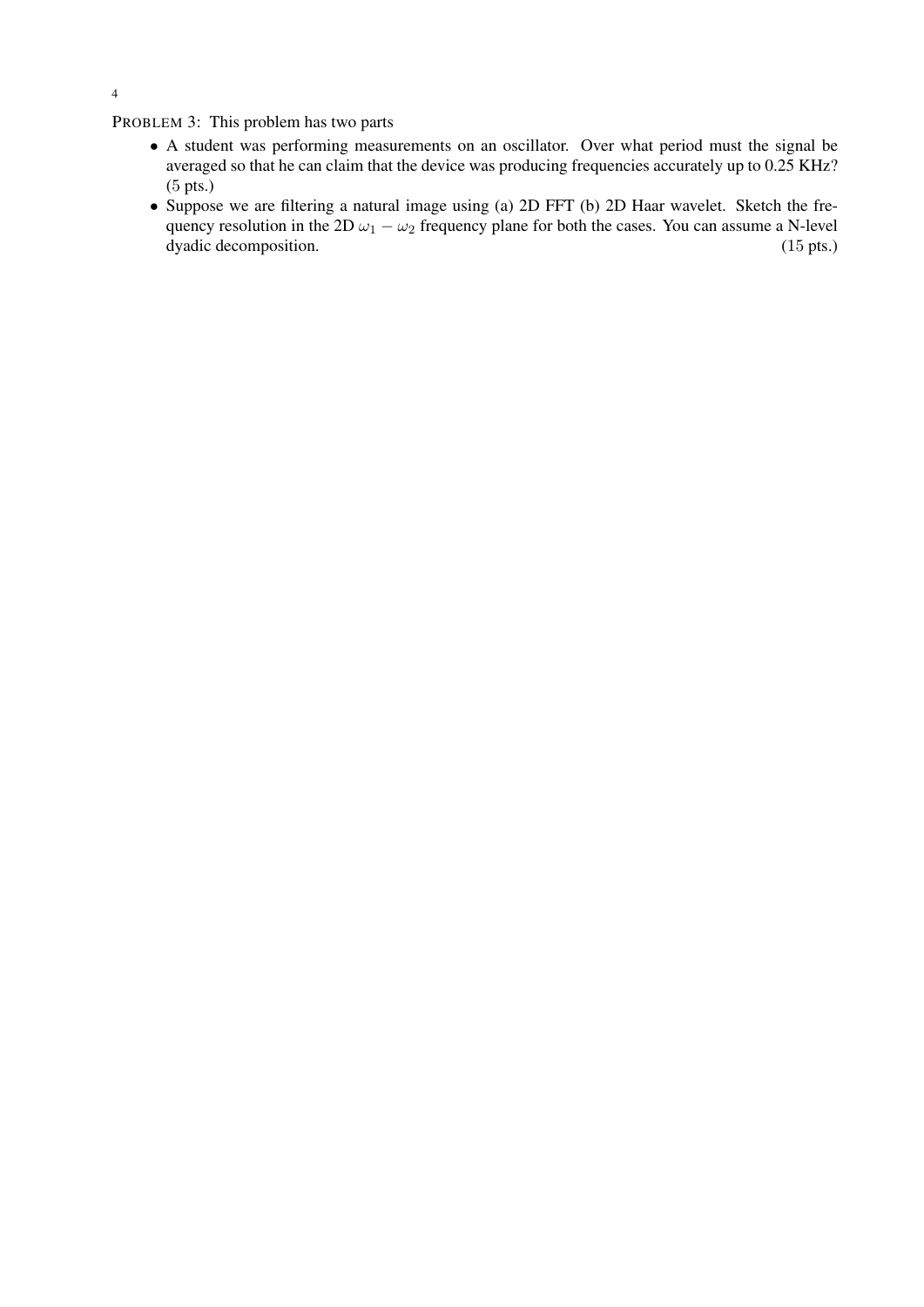PROBLEM 3: This problem has two parts

- A student was performing measurements on an oscillator. Over what period must the signal be averaged so that he can claim that the device was producing frequencies accurately up to 0.25 KHz? (5 pts.)
- Suppose we are filtering a natural image using (a) 2D FFT (b) 2D Haar wavelet. Sketch the frequency resolution in the 2D $\omega_1 - \omega_2$ frequency plane for both the cases. You can assume a N-level dyadic decomposition. (15 pts.)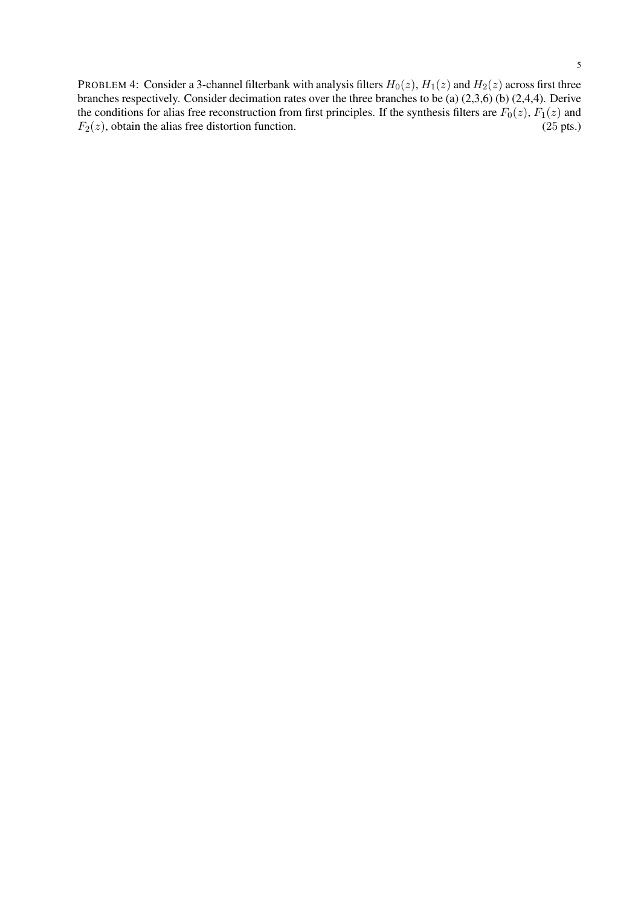PROBLEM 4: Consider a 3-channel filterbank with analysis filters $H_0(z)$, $H_1(z)$ and $H_2(z)$ across first three branches respectively. Consider decimation rates over the three branches to be (a) (2,3,6) (b) (2,4,4). Derive the conditions for alias free reconstruction from first principles. If the synthesis filters are $F_0(z)$, $F_1(z)$ and $F_2(z)$, obtain the alias free distortion function. (25 pts.)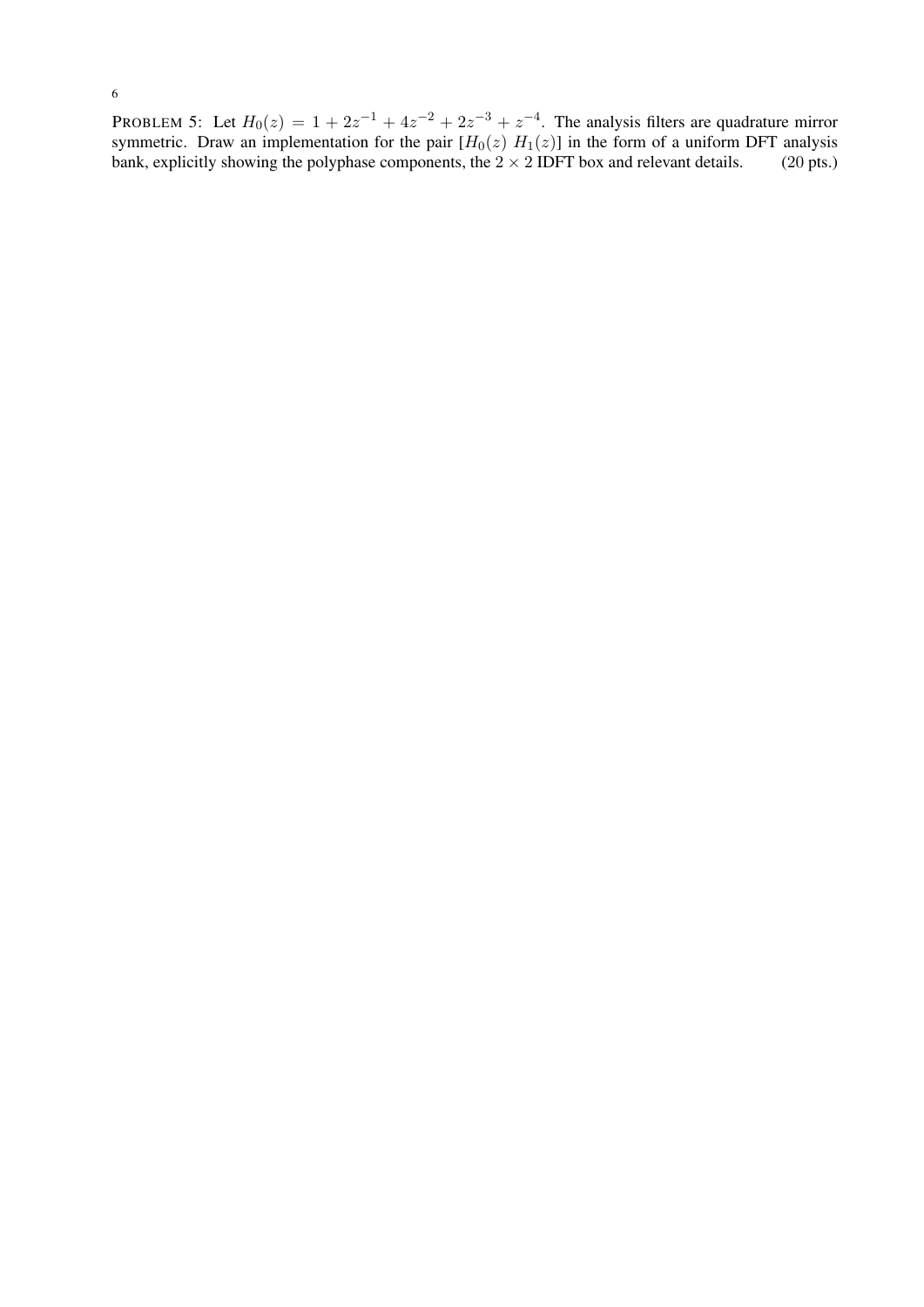PROBLEM 5: Let $H_0(z) = 1 + 2z^{-1} + 4z^{-2} + 2z^{-3} + z^{-4}$. The analysis filters are quadrature mirror symmetric. Draw an implementation for the pair $[H_0(z)\ H_1(z)]$ in the form of a uniform DFT analysis bank, explicitly showing the polyphase components, the $2 \times 2$ IDFT box and relevant details. (20 pts.)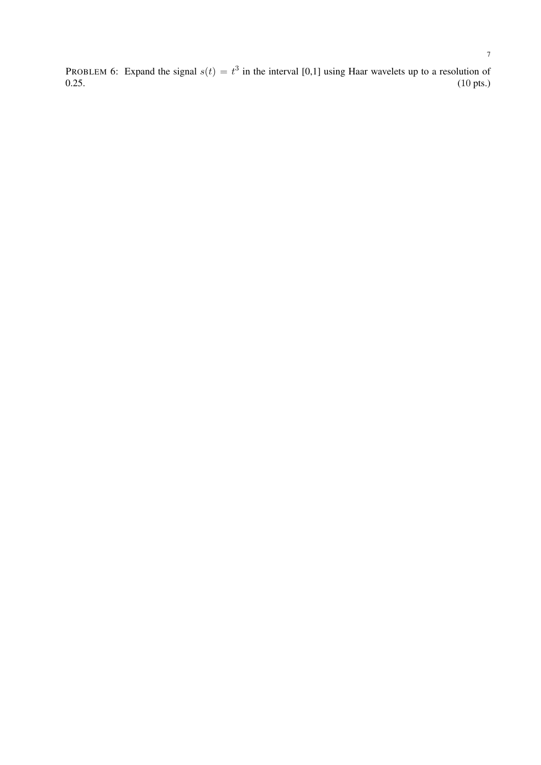PROBLEM 6: Expand the signal $s(t) = t^3$ in the interval [0,1] using Haar wavelets up to a resolution of 0.25. (10 pts.)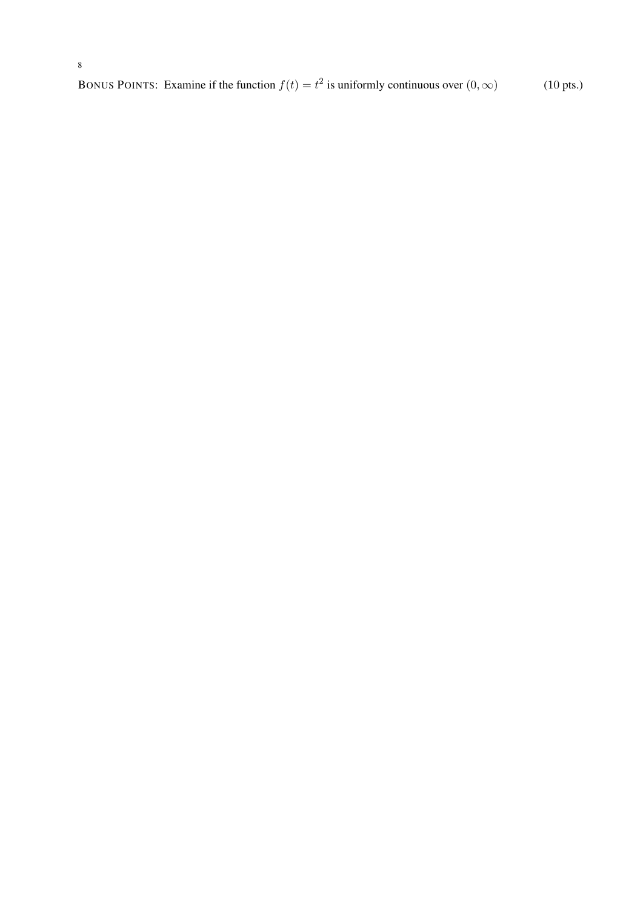BONUS POINTS: Examine if the function $f(t) = t^2$ is uniformly continuous over $(0, \infty)$ (10 pts.)